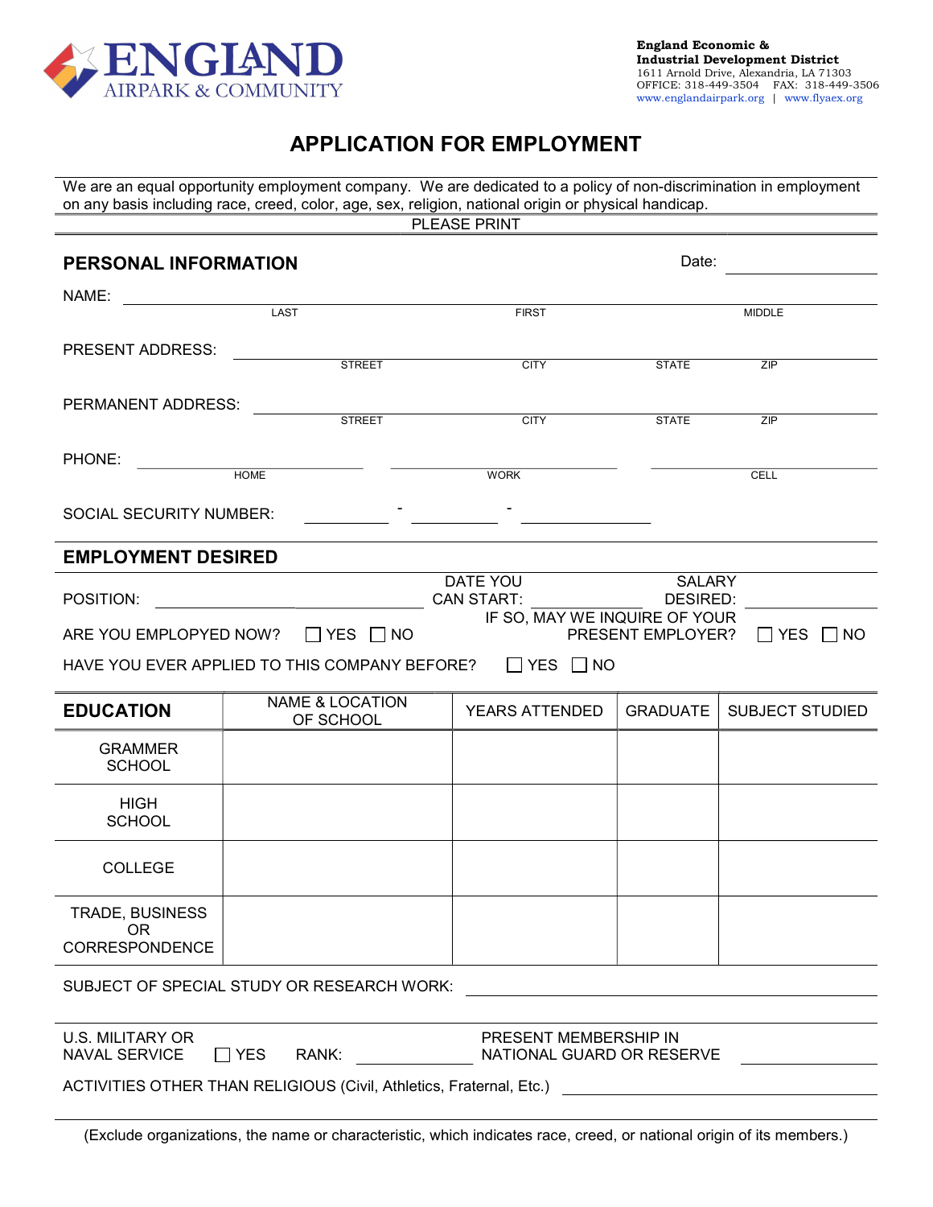ENGLAND
AIRPARK & COMMUNITY

**England Economic & Industrial Development District**
1611 Arnold Drive, Alexandria, LA 71303
OFFICE: 318-449-3504 FAX: 318-449-3506
www.englandairpark.org | www.flyaex.org

# APPLICATION FOR EMPLOYMENT

We are an equal opportunity employment company. We are dedicated to a policy of non-discrimination in employment on any basis including race, creed, color, age, sex, religion, national origin or physical handicap.

PLEASE PRINT

## PERSONAL INFORMATION

Date: ______________

NAME: ______________________________________________
LAST FIRST MIDDLE

PRESENT ADDRESS: ______________________________________________
STREET CITY STATE ZIP

PERMANENT ADDRESS: ______________________________________________
STREET CITY STATE ZIP

PHONE: ______________ ______________ ______________
HOME WORK CELL

SOCIAL SECURITY NUMBER: ________ - ________ - ________

## EMPLOYMENT DESIRED

POSITION: ______________ DATE YOU CAN START: ______________ SALARY DESIRED: ______________

ARE YOU EMPLOYED NOW? ☐ YES ☐ NO IF SO, MAY WE INQUIRE OF YOUR PRESENT EMPLOYER? ☐ YES ☐ NO

HAVE YOU EVER APPLIED TO THIS COMPANY BEFORE? ☐ YES ☐ NO

| EDUCATION | NAME & LOCATION OF SCHOOL | YEARS ATTENDED | GRADUATE | SUBJECT STUDIED |
|---|---|---|---|---|
| GRAMMER SCHOOL | | | | |
| HIGH SCHOOL | | | | |
| COLLEGE | | | | |
| TRADE, BUSINESS OR CORRESPONDENCE | | | | |

SUBJECT OF SPECIAL STUDY OR RESEARCH WORK: ______________________________

U.S. MILITARY OR NAVAL SERVICE ☐ YES RANK: ______________ PRESENT MEMBERSHIP IN NATIONAL GUARD OR RESERVE ______________

ACTIVITIES OTHER THAN RELIGIOUS (Civil, Athletics, Fraternal, Etc.) ______________________________

(Exclude organizations, the name or characteristic, which indicates race, creed, or national origin of its members.)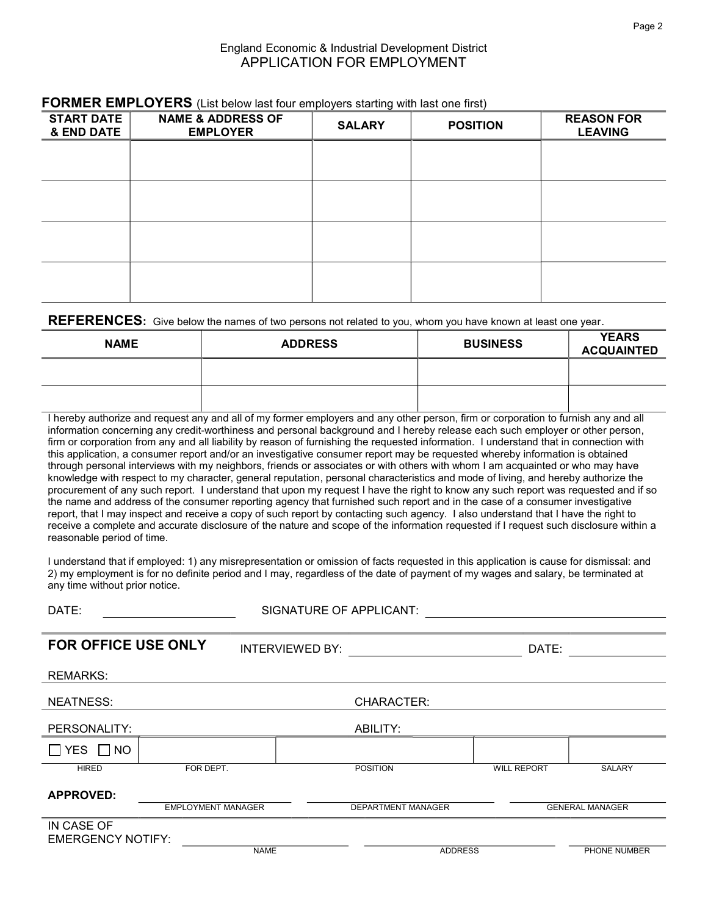England Economic & Industrial Development District
APPLICATION FOR EMPLOYMENT

## FORMER EMPLOYERS (List below last four employers starting with last one first)

| START DATE & END DATE | NAME & ADDRESS OF EMPLOYER | SALARY | POSITION | REASON FOR LEAVING |
|---|---|---|---|---|
| | | | | |
| | | | | |
| | | | | |
| | | | | |

## REFERENCES: Give below the names of two persons not related to you, whom you have known at least one year.

| NAME | ADDRESS | BUSINESS | YEARS ACQUAINTED |
|---|---|---|---|
| | | | |
| | | | |

I hereby authorize and request any and all of my former employers and any other person, firm or corporation to furnish any and all information concerning any credit-worthiness and personal background and I hereby release each such employer or other person, firm or corporation from any and all liability by reason of furnishing the requested information. I understand that in connection with this application, a consumer report and/or an investigative consumer report may be requested whereby information is obtained through personal interviews with my neighbors, friends or associates or with others with whom I am acquainted or who may have knowledge with respect to my character, general reputation, personal characteristics and mode of living, and hereby authorize the procurement of any such report. I understand that upon my request I have the right to know any such report was requested and if so the name and address of the consumer reporting agency that furnished such report and in the case of a consumer investigative report, that I may inspect and receive a copy of such report by contacting such agency. I also understand that I have the right to receive a complete and accurate disclosure of the nature and scope of the information requested if I request such disclosure within a reasonable period of time.

I understand that if employed: 1) any misrepresentation or omission of facts requested in this application is cause for dismissal: and 2) my employment is for no definite period and I may, regardless of the date of payment of my wages and salary, be terminated at any time without prior notice.

DATE: ____________________ SIGNATURE OF APPLICANT: ______________________________

## FOR OFFICE USE ONLY

INTERVIEWED BY: ________________________ DATE: ______________

REMARKS:

NEATNESS: CHARACTER:

PERSONALITY: ABILITY:

| ☐ YES ☐ NO | | | | |
|---|---|---|---|---|
| HIRED | FOR DEPT. | POSITION | WILL REPORT | SALARY |

**APPROVED:** ____________________ ____________________ ____________________

EMPLOYMENT MANAGER DEPARTMENT MANAGER GENERAL MANAGER

IN CASE OF EMERGENCY NOTIFY: ____________________ ____________________ ____________________

NAME ADDRESS PHONE NUMBER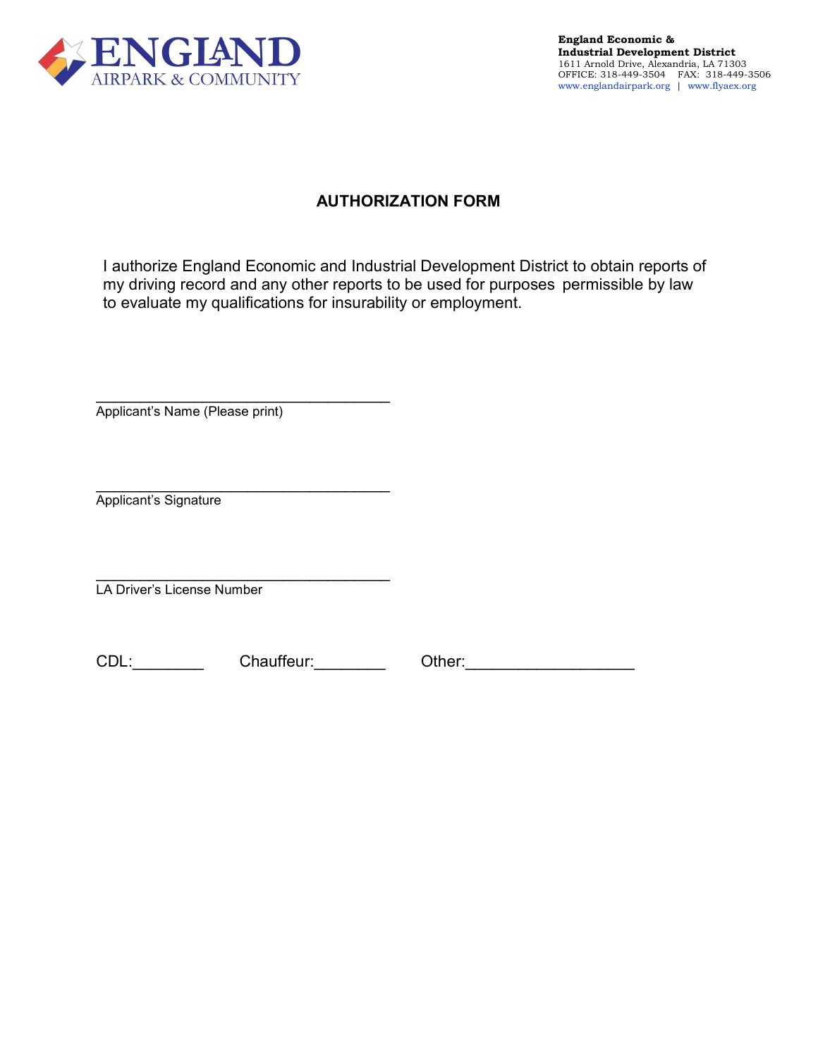**England Economic &**
**Industrial Development District**
1611 Arnold Drive, Alexandria, LA 71303
OFFICE: 318-449-3504 FAX: 318-449-3506
www.englandairpark.org | www.flyaex.org

# AUTHORIZATION FORM

I authorize England Economic and Industrial Development District to obtain reports of my driving record and any other reports to be used for purposes permissible by law to evaluate my qualifications for insurability or employment.

_____________________________________
Applicant's Name (Please print)

_____________________________________
Applicant's Signature

_____________________________________
LA Driver's License Number

CDL:________ Chauffeur:________ Other:___________________